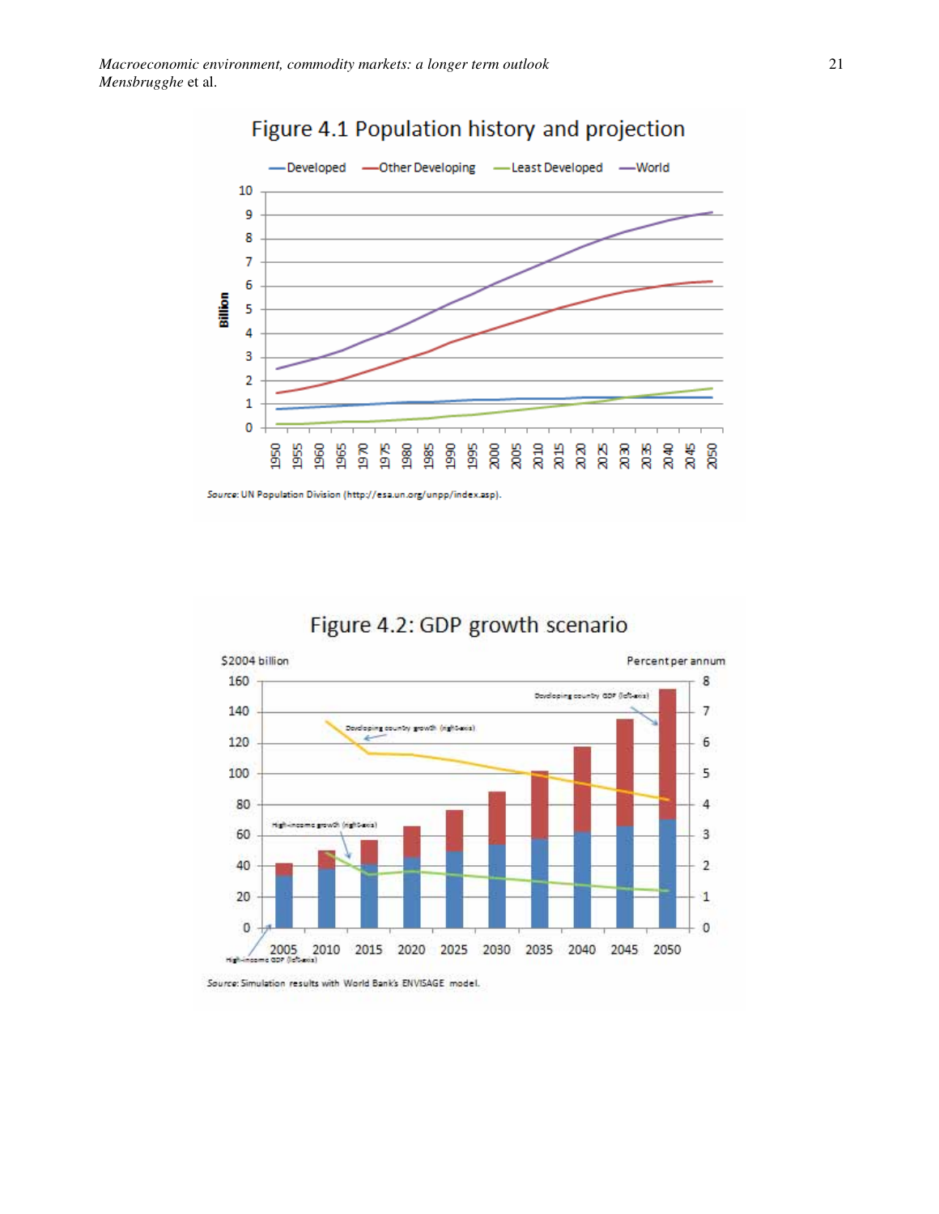Figure 4.1 Population history and projection

Source: UN Population Division (http://esa.un.org/unpp/index.asp).

Figure 4.2: GDP growth scenario

Source: Simulation results with World Bank's ENVISAGE model.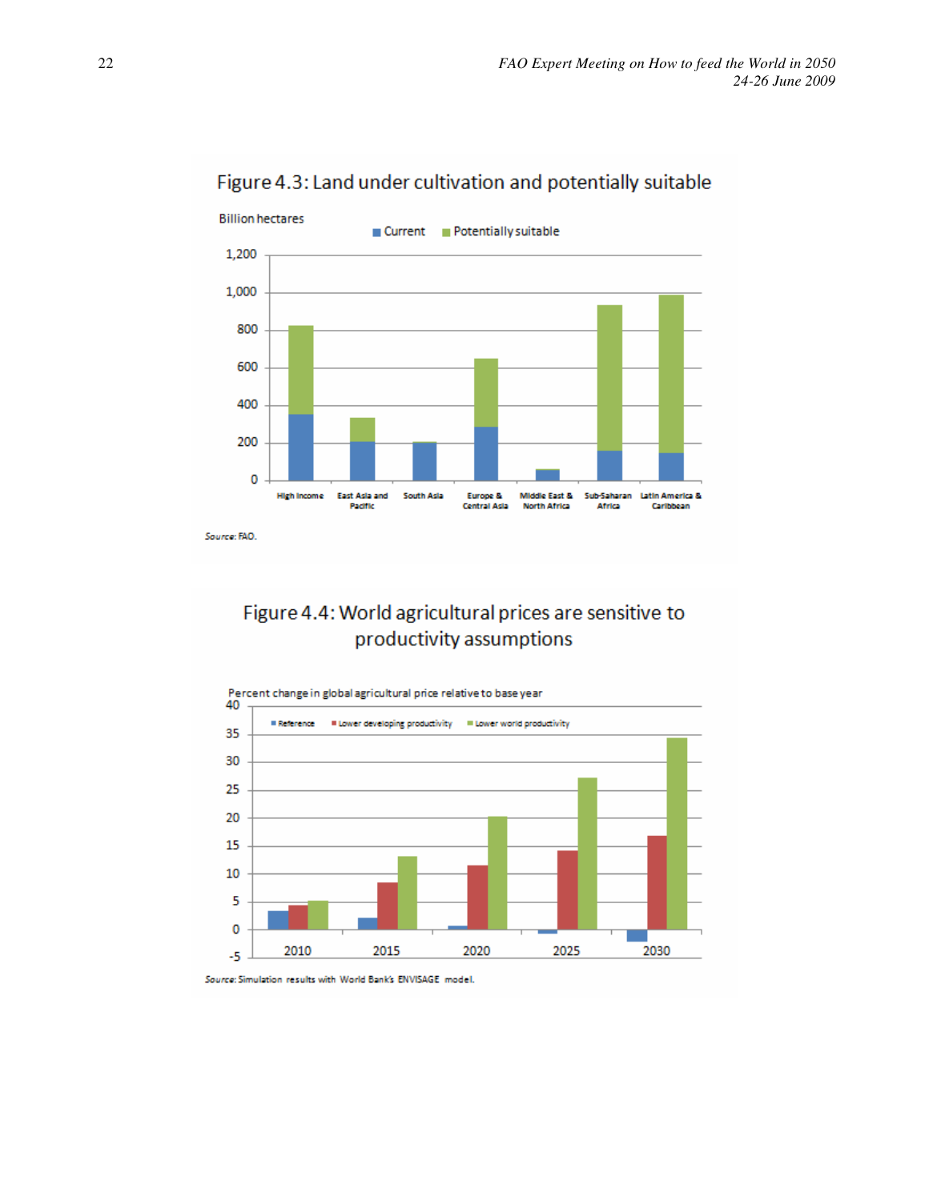Figure 4.3: Land under cultivation and potentially suitable

Billion hectares

Current | Potentially suitable

High income | East Asia and Pacific | South Asia | Europe & Central Asia | Middle East & North Africa | Sub-Saharan Africa | Latin America & Caribbean

*Source*: FAO.

Figure 4.4: World agricultural prices are sensitive to productivity assumptions

Percent change in global agricultural price relative to base year

Reference | Lower developing productivity | Lower world productivity

2010 | 2015 | 2020 | 2025 | 2030

*Source*: Simulation results with World Bank's ENVISAGE model.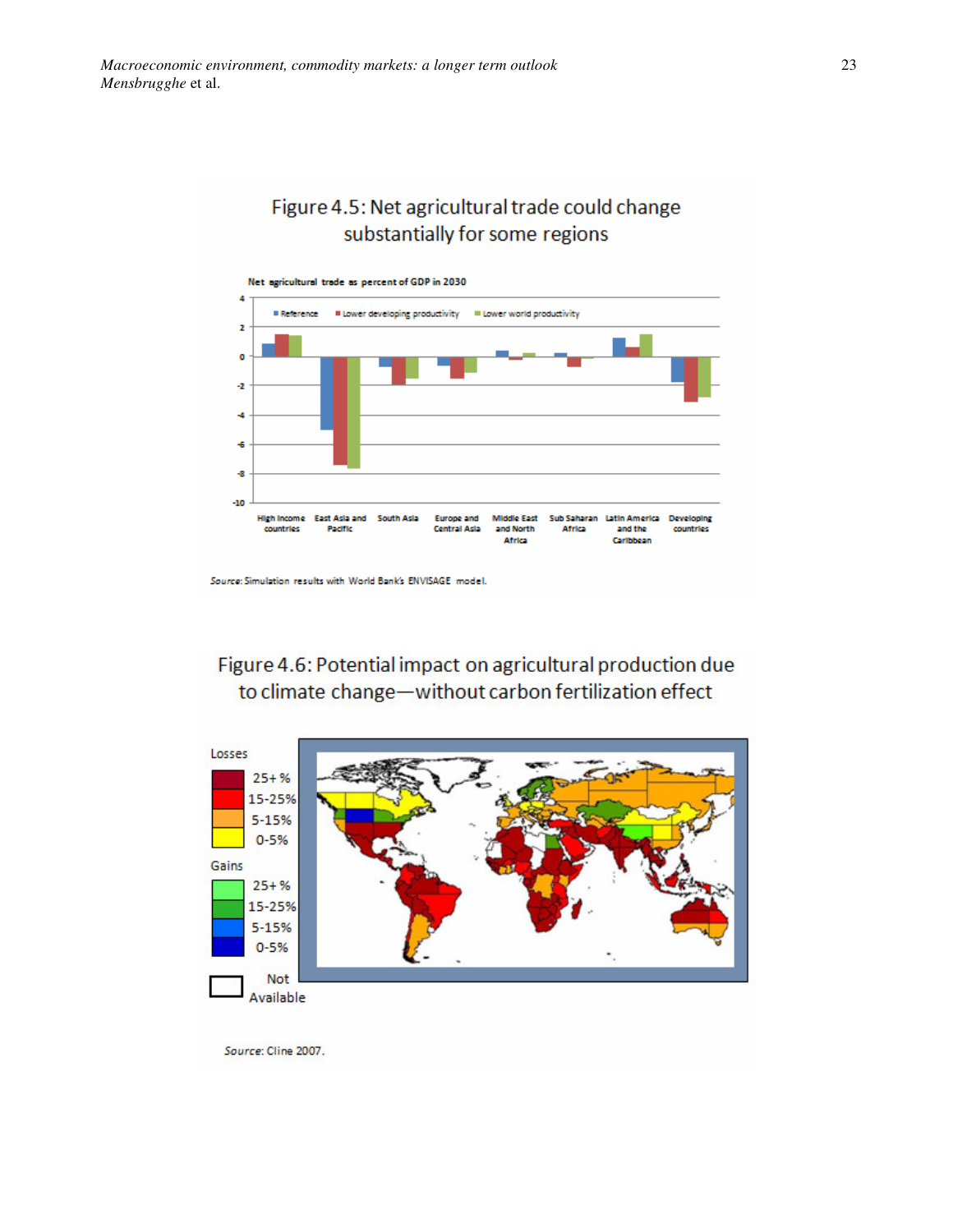Figure 4.5: Net agricultural trade could change substantially for some regions

Net agricultural trade as percent of GDP in 2030

Source: Simulation results with World Bank's ENVISAGE model.

Figure 4.6: Potential impact on agricultural production due to climate change—without carbon fertilization effect

Source: Cline 2007.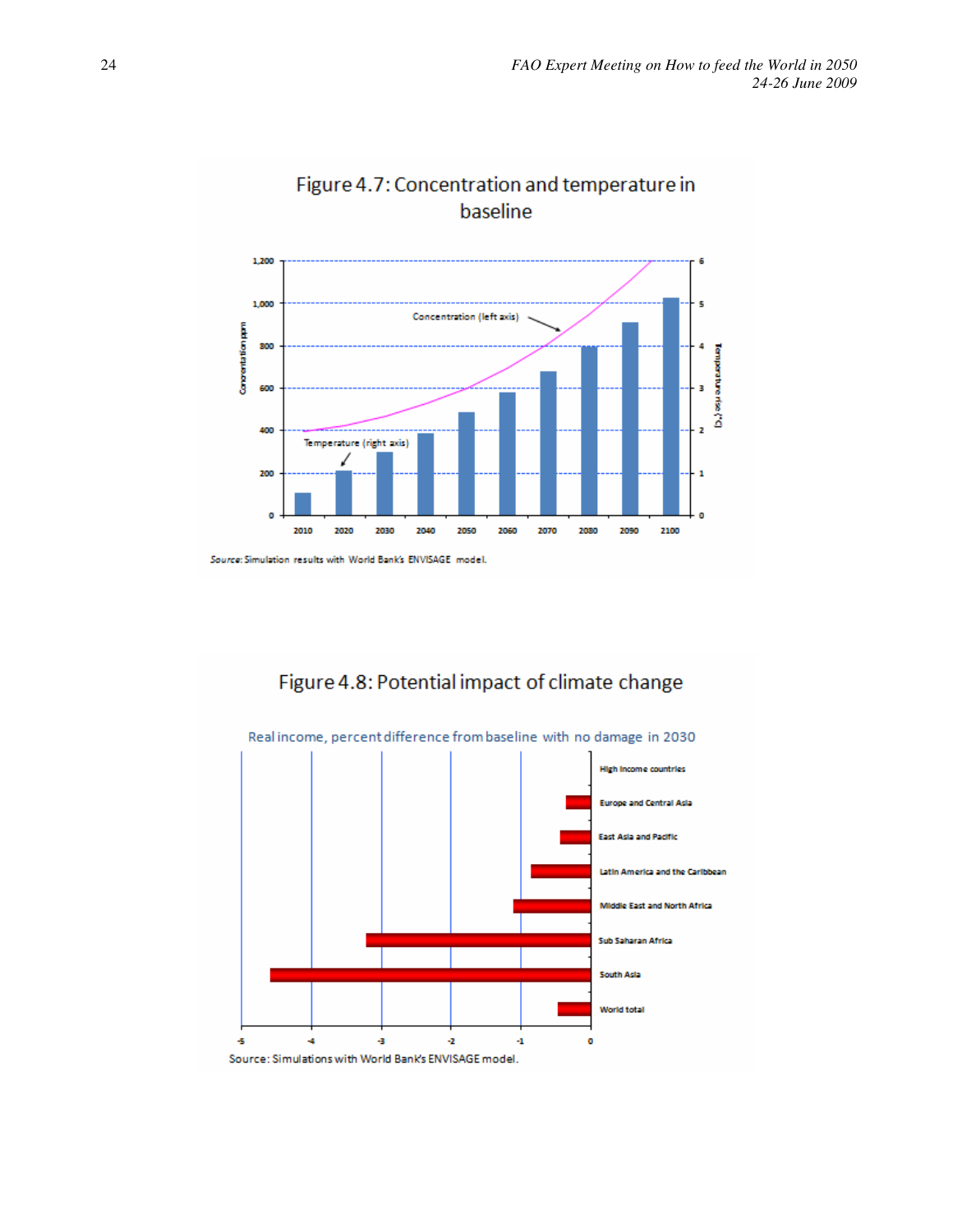## Figure 4.7: Concentration and temperature in baseline

Source: Simulation results with World Bank's ENVISAGE model.

## Figure 4.8: Potential impact of climate change

Real income, percent difference from baseline with no damage in 2030

Source: Simulations with World Bank's ENVISAGE model.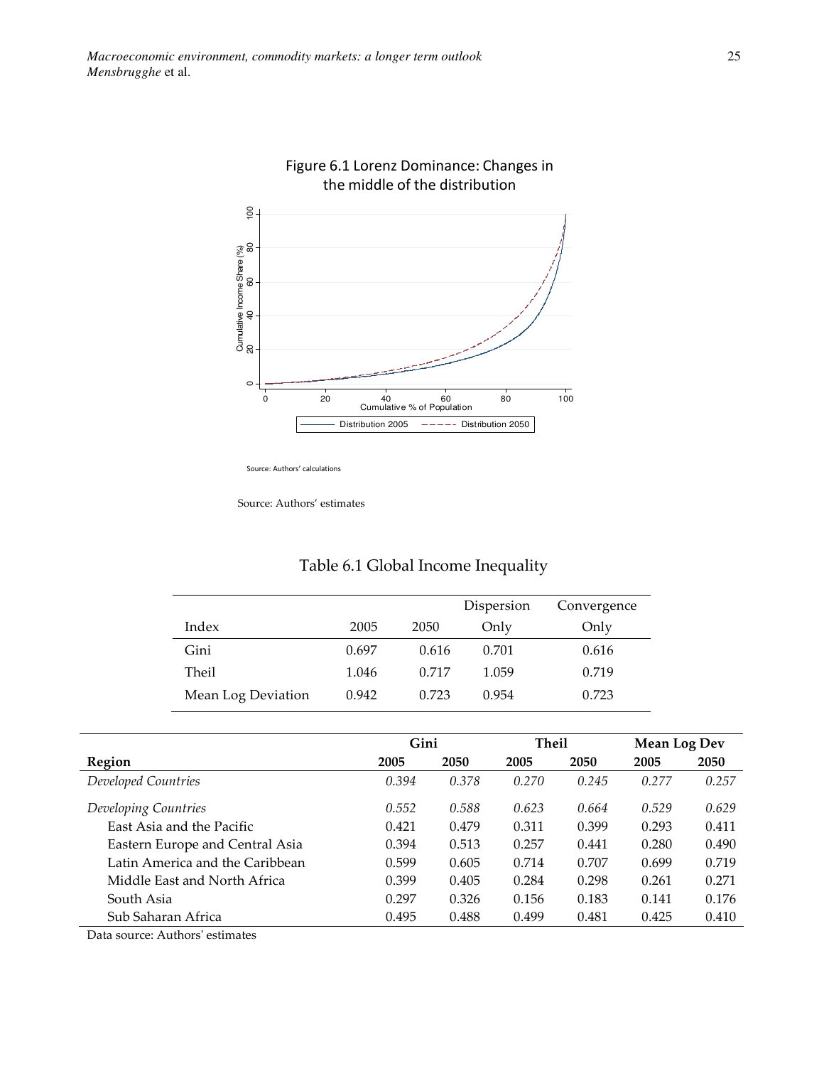Figure 6.1 Lorenz Dominance: Changes in the middle of the distribution

Source: Authors' calculations

Source: Authors' estimates

Table 6.1 Global Income Inequality

| Index | 2005 | 2050 | Dispersion Only | Convergence Only |
|---|---|---|---|---|
| Gini | 0.697 | 0.616 | 0.701 | 0.616 |
| Theil | 1.046 | 0.717 | 1.059 | 0.719 |
| Mean Log Deviation | 0.942 | 0.723 | 0.954 | 0.723 |

| | **Gini** | | **Theil** | | **Mean Log Dev** | |
|---|---|---|---|---|---|---|
| **Region** | **2005** | **2050** | **2005** | **2050** | **2005** | **2050** |
| *Developed Countries* | *0.394* | *0.378* | *0.270* | *0.245* | *0.277* | *0.257* |
| *Developing Countries* | *0.552* | *0.588* | *0.623* | *0.664* | *0.529* | *0.629* |
| East Asia and the Pacific | 0.421 | 0.479 | 0.311 | 0.399 | 0.293 | 0.411 |
| Eastern Europe and Central Asia | 0.394 | 0.513 | 0.257 | 0.441 | 0.280 | 0.490 |
| Latin America and the Caribbean | 0.599 | 0.605 | 0.714 | 0.707 | 0.699 | 0.719 |
| Middle East and North Africa | 0.399 | 0.405 | 0.284 | 0.298 | 0.261 | 0.271 |
| South Asia | 0.297 | 0.326 | 0.156 | 0.183 | 0.141 | 0.176 |
| Sub Saharan Africa | 0.495 | 0.488 | 0.499 | 0.481 | 0.425 | 0.410 |

Data source: Authors' estimates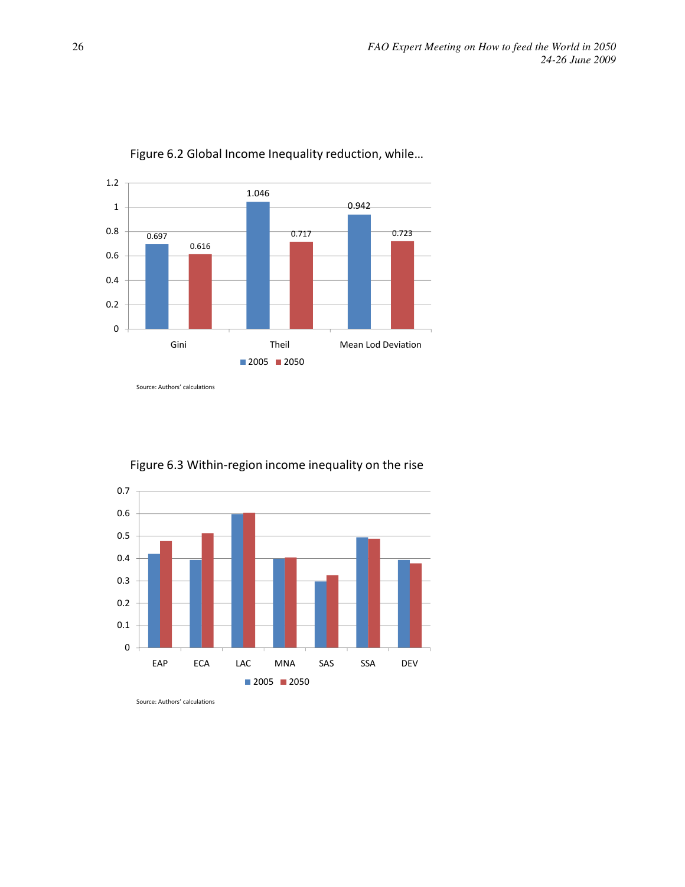Figure 6.2 Global Income Inequality reduction, while…

| | 2005 | 2050 |
|---|---|---|
| Gini | 0.697 | 0.616 |
| Theil | 1.046 | 0.717 |
| Mean Lod Deviation | 0.942 | 0.723 |

Source: Authors' calculations

Figure 6.3 Within-region income inequality on the rise

Source: Authors' calculations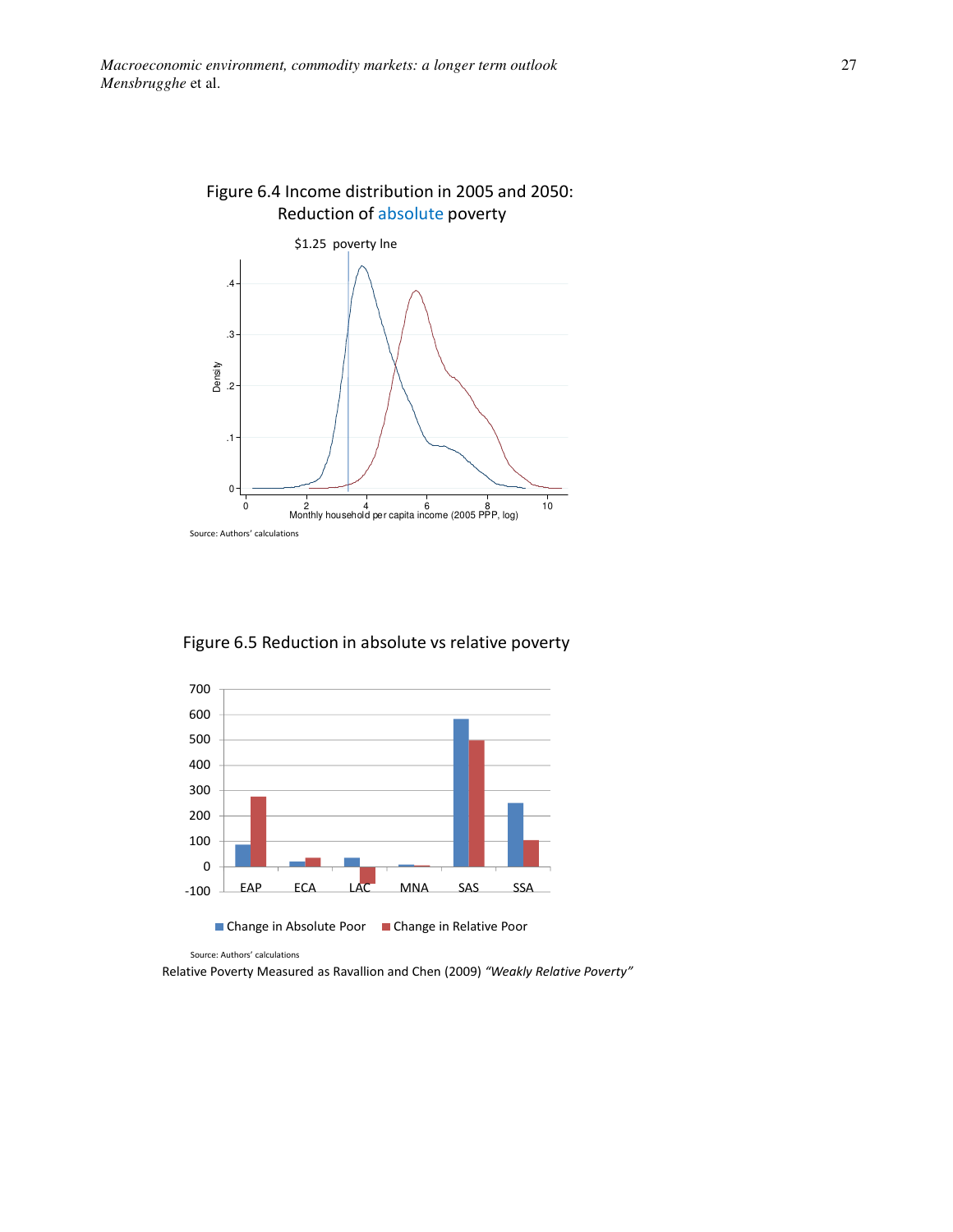Figure 6.4 Income distribution in 2005 and 2050: Reduction of absolute poverty

$1.25 poverty lne

Source: Authors' calculations

Figure 6.5 Reduction in absolute vs relative poverty

Source: Authors' calculations

Relative Poverty Measured as Ravallion and Chen (2009) *"Weakly Relative Poverty"*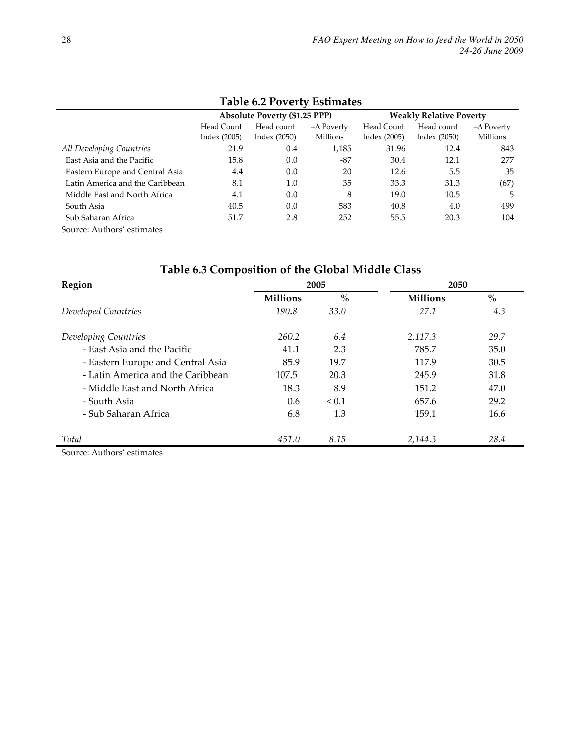## Table 6.2 Poverty Estimates

| | Absolute Poverty ($1.25 PPP) | | | Weakly Relative Poverty | | |
|---|---|---|---|---|---|---|
| | Head Count Index (2005) | Head count Index (2050) | $-\Delta$ Poverty Millions | Head Count Index (2005) | Head count Index (2050) | $-\Delta$ Poverty Millions |
| *All Developing Countries* | 21.9 | 0.4 | 1,185 | 31.96 | 12.4 | 843 |
| East Asia and the Pacific | 15.8 | 0.0 | -87 | 30.4 | 12.1 | 277 |
| Eastern Europe and Central Asia | 4.4 | 0.0 | 20 | 12.6 | 5.5 | 35 |
| Latin America and the Caribbean | 8.1 | 1.0 | 35 | 33.3 | 31.3 | (67) |
| Middle East and North Africa | 4.1 | 0.0 | 8 | 19.0 | 10.5 | 5 |
| South Asia | 40.5 | 0.0 | 583 | 40.8 | 4.0 | 499 |
| Sub Saharan Africa | 51.7 | 2.8 | 252 | 55.5 | 20.3 | 104 |

Source: Authors' estimates

## Table 6.3 Composition of the Global Middle Class

| Region | 2005 | | 2050 | |
|---|---|---|---|---|
| | **Millions** | **%** | **Millions** | **%** |
| *Developed Countries* | *190.8* | *33.0* | *27.1* | *4.3* |
| *Developing Countries* | *260.2* | *6.4* | *2,117.3* | *29.7* |
| - East Asia and the Pacific | 41.1 | 2.3 | 785.7 | 35.0 |
| - Eastern Europe and Central Asia | 85.9 | 19.7 | 117.9 | 30.5 |
| - Latin America and the Caribbean | 107.5 | 20.3 | 245.9 | 31.8 |
| - Middle East and North Africa | 18.3 | 8.9 | 151.2 | 47.0 |
| - South Asia | 0.6 | < 0.1 | 657.6 | 29.2 |
| - Sub Saharan Africa | 6.8 | 1.3 | 159.1 | 16.6 |
| *Total* | *451.0* | *8.15* | *2,144.3* | *28.4* |

Source: Authors' estimates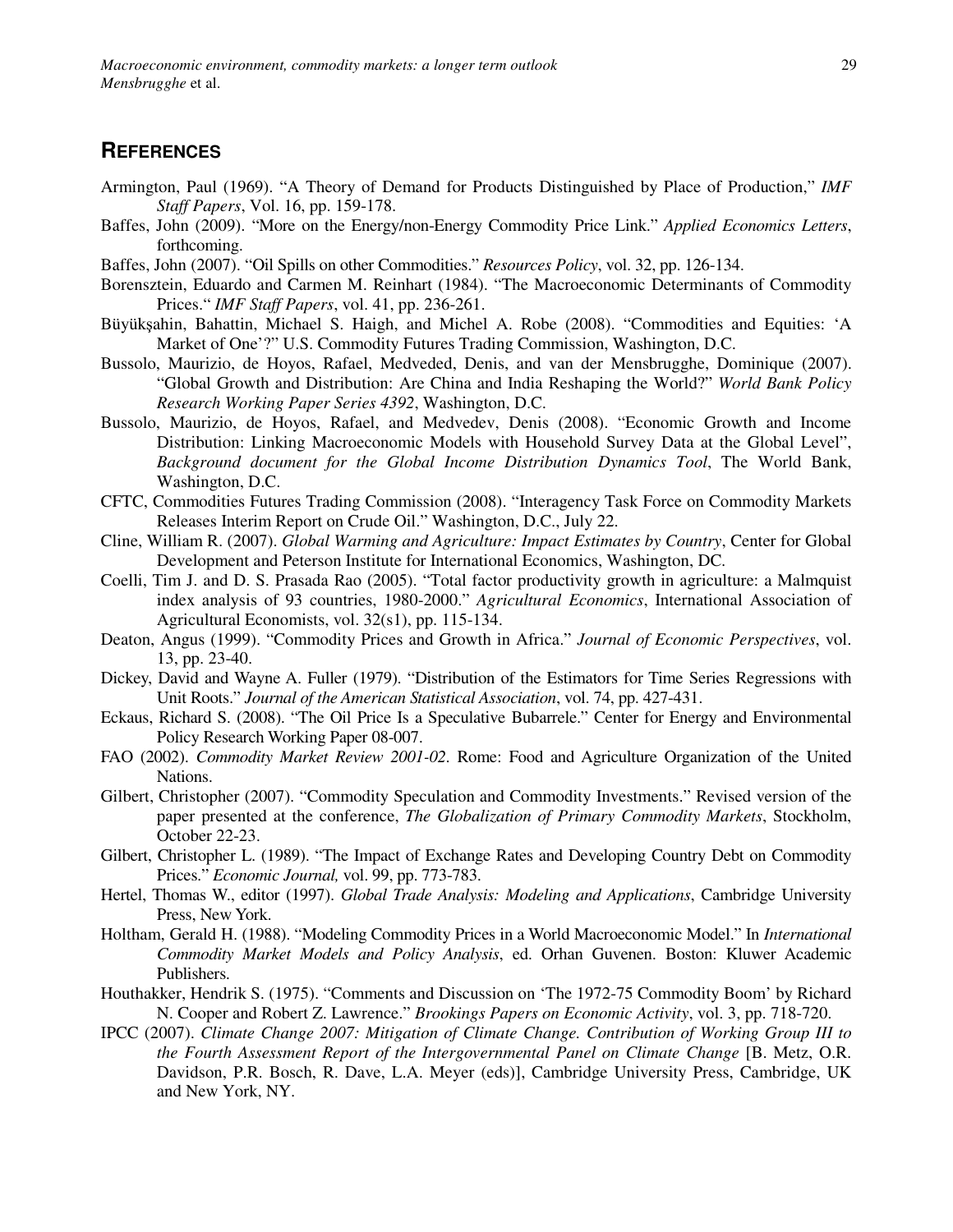## REFERENCES

Armington, Paul (1969). "A Theory of Demand for Products Distinguished by Place of Production," *IMF Staff Papers*, Vol. 16, pp. 159-178.

Baffes, John (2009). "More on the Energy/non-Energy Commodity Price Link." *Applied Economics Letters*, forthcoming.

Baffes, John (2007). "Oil Spills on other Commodities." *Resources Policy*, vol. 32, pp. 126-134.

Borensztein, Eduardo and Carmen M. Reinhart (1984). "The Macroeconomic Determinants of Commodity Prices." *IMF Staff Papers*, vol. 41, pp. 236-261.

Büyükşahin, Bahattin, Michael S. Haigh, and Michel A. Robe (2008). "Commodities and Equities: 'A Market of One'?" U.S. Commodity Futures Trading Commission, Washington, D.C.

Bussolo, Maurizio, de Hoyos, Rafael, Medveded, Denis, and van der Mensbrugghe, Dominique (2007). "Global Growth and Distribution: Are China and India Reshaping the World?" *World Bank Policy Research Working Paper Series 4392*, Washington, D.C.

Bussolo, Maurizio, de Hoyos, Rafael, and Medvedev, Denis (2008). "Economic Growth and Income Distribution: Linking Macroeconomic Models with Household Survey Data at the Global Level", *Background document for the Global Income Distribution Dynamics Tool*, The World Bank, Washington, D.C.

CFTC, Commodities Futures Trading Commission (2008). "Interagency Task Force on Commodity Markets Releases Interim Report on Crude Oil." Washington, D.C., July 22.

Cline, William R. (2007). *Global Warming and Agriculture: Impact Estimates by Country*, Center for Global Development and Peterson Institute for International Economics, Washington, DC.

Coelli, Tim J. and D. S. Prasada Rao (2005). "Total factor productivity growth in agriculture: a Malmquist index analysis of 93 countries, 1980-2000." *Agricultural Economics*, International Association of Agricultural Economists, vol. 32(s1), pp. 115-134.

Deaton, Angus (1999). "Commodity Prices and Growth in Africa." *Journal of Economic Perspectives*, vol. 13, pp. 23-40.

Dickey, David and Wayne A. Fuller (1979). "Distribution of the Estimators for Time Series Regressions with Unit Roots." *Journal of the American Statistical Association*, vol. 74, pp. 427-431.

Eckaus, Richard S. (2008). "The Oil Price Is a Speculative Bubarrele." Center for Energy and Environmental Policy Research Working Paper 08-007.

FAO (2002). *Commodity Market Review 2001-02*. Rome: Food and Agriculture Organization of the United Nations.

Gilbert, Christopher (2007). "Commodity Speculation and Commodity Investments." Revised version of the paper presented at the conference, *The Globalization of Primary Commodity Markets*, Stockholm, October 22-23.

Gilbert, Christopher L. (1989). "The Impact of Exchange Rates and Developing Country Debt on Commodity Prices." *Economic Journal,* vol. 99, pp. 773-783.

Hertel, Thomas W., editor (1997). *Global Trade Analysis: Modeling and Applications*, Cambridge University Press, New York.

Holtham, Gerald H. (1988). "Modeling Commodity Prices in a World Macroeconomic Model." In *International Commodity Market Models and Policy Analysis*, ed. Orhan Guvenen. Boston: Kluwer Academic Publishers.

Houthakker, Hendrik S. (1975). "Comments and Discussion on 'The 1972-75 Commodity Boom' by Richard N. Cooper and Robert Z. Lawrence." *Brookings Papers on Economic Activity*, vol. 3, pp. 718-720.

IPCC (2007). *Climate Change 2007: Mitigation of Climate Change. Contribution of Working Group III to the Fourth Assessment Report of the Intergovernmental Panel on Climate Change* [B. Metz, O.R. Davidson, P.R. Bosch, R. Dave, L.A. Meyer (eds)], Cambridge University Press, Cambridge, UK and New York, NY.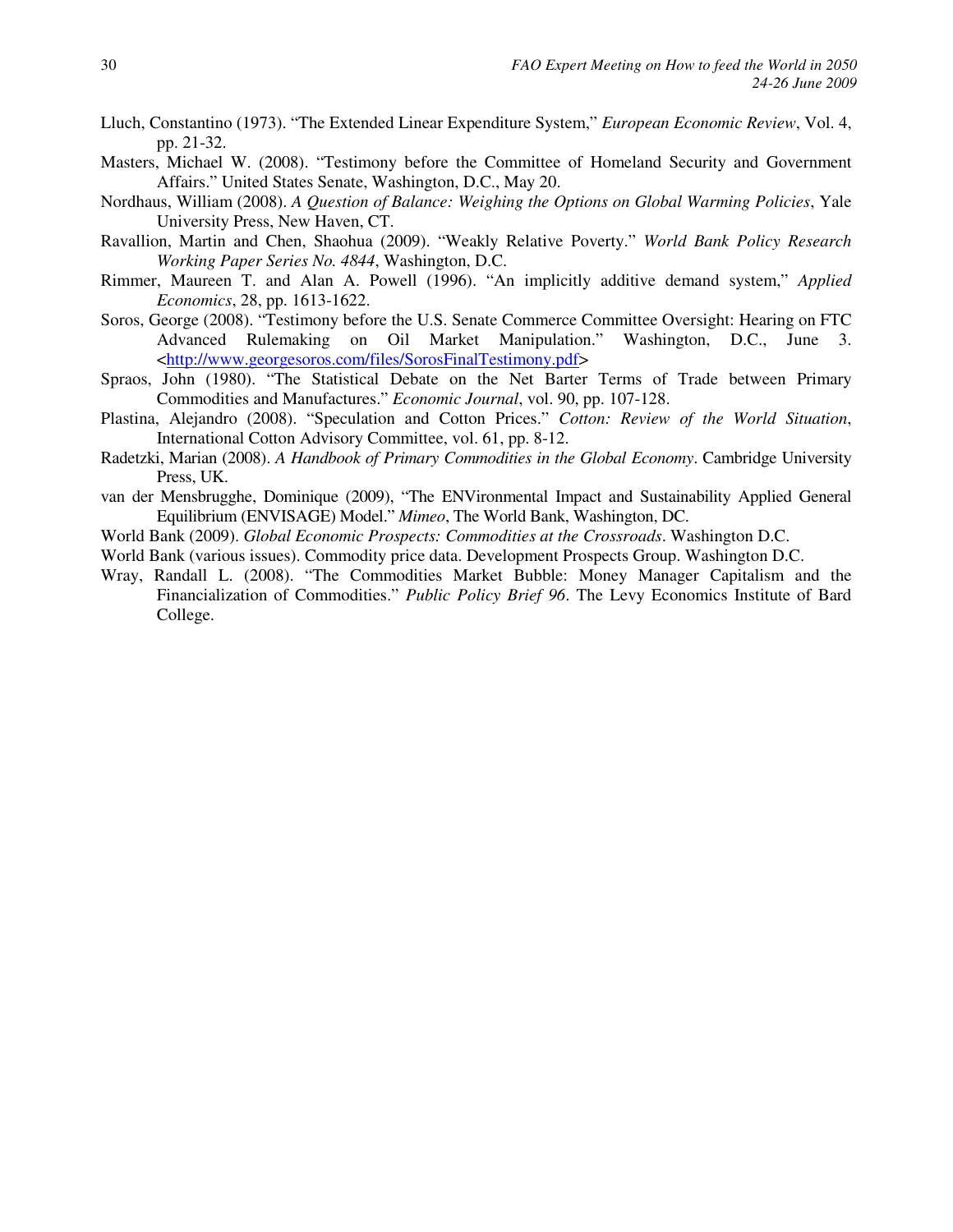Lluch, Constantino (1973). "The Extended Linear Expenditure System," *European Economic Review*, Vol. 4, pp. 21-32.

Masters, Michael W. (2008). "Testimony before the Committee of Homeland Security and Government Affairs." United States Senate, Washington, D.C., May 20.

Nordhaus, William (2008). *A Question of Balance: Weighing the Options on Global Warming Policies*, Yale University Press, New Haven, CT.

Ravallion, Martin and Chen, Shaohua (2009). "Weakly Relative Poverty." *World Bank Policy Research Working Paper Series No. 4844*, Washington, D.C.

Rimmer, Maureen T. and Alan A. Powell (1996). "An implicitly additive demand system," *Applied Economics*, 28, pp. 1613-1622.

Soros, George (2008). "Testimony before the U.S. Senate Commerce Committee Oversight: Hearing on FTC Advanced Rulemaking on Oil Market Manipulation." Washington, D.C., June 3. <http://www.georgesoros.com/files/SorosFinalTestimony.pdf>

Spraos, John (1980). "The Statistical Debate on the Net Barter Terms of Trade between Primary Commodities and Manufactures." *Economic Journal*, vol. 90, pp. 107-128.

Plastina, Alejandro (2008). "Speculation and Cotton Prices." *Cotton: Review of the World Situation*, International Cotton Advisory Committee, vol. 61, pp. 8-12.

Radetzki, Marian (2008). *A Handbook of Primary Commodities in the Global Economy*. Cambridge University Press, UK.

van der Mensbrugghe, Dominique (2009), "The ENVironmental Impact and Sustainability Applied General Equilibrium (ENVISAGE) Model." *Mimeo*, The World Bank, Washington, DC.

World Bank (2009). *Global Economic Prospects: Commodities at the Crossroads*. Washington D.C.

World Bank (various issues). Commodity price data. Development Prospects Group. Washington D.C.

Wray, Randall L. (2008). "The Commodities Market Bubble: Money Manager Capitalism and the Financialization of Commodities." *Public Policy Brief 96*. The Levy Economics Institute of Bard College.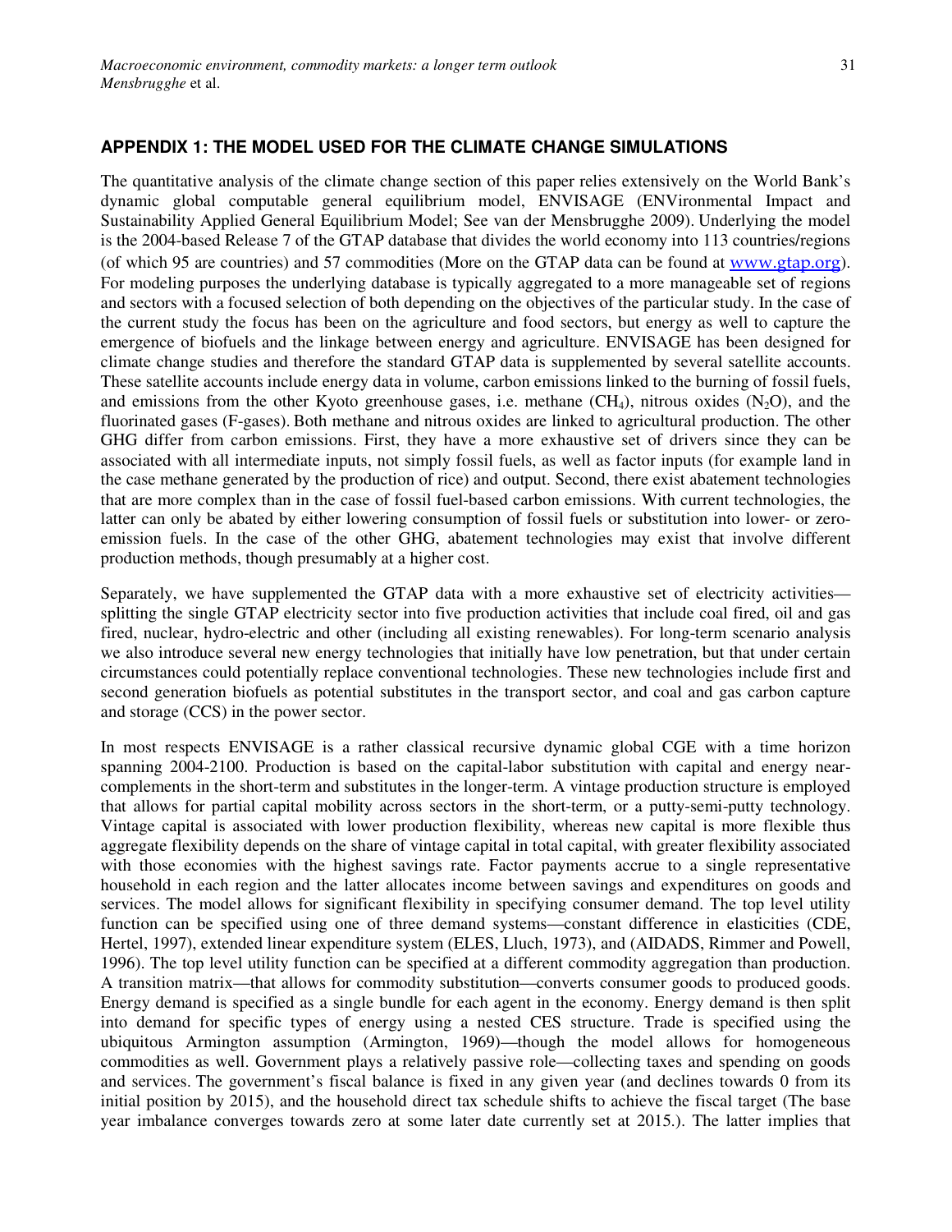## APPENDIX 1: THE MODEL USED FOR THE CLIMATE CHANGE SIMULATIONS

The quantitative analysis of the climate change section of this paper relies extensively on the World Bank's dynamic global computable general equilibrium model, ENVISAGE (ENVironmental Impact and Sustainability Applied General Equilibrium Model; See van der Mensbrugghe 2009). Underlying the model is the 2004-based Release 7 of the GTAP database that divides the world economy into 113 countries/regions (of which 95 are countries) and 57 commodities (More on the GTAP data can be found at www.gtap.org). For modeling purposes the underlying database is typically aggregated to a more manageable set of regions and sectors with a focused selection of both depending on the objectives of the particular study. In the case of the current study the focus has been on the agriculture and food sectors, but energy as well to capture the emergence of biofuels and the linkage between energy and agriculture. ENVISAGE has been designed for climate change studies and therefore the standard GTAP data is supplemented by several satellite accounts. These satellite accounts include energy data in volume, carbon emissions linked to the burning of fossil fuels, and emissions from the other Kyoto greenhouse gases, i.e. methane ($CH_4$), nitrous oxides ($N_2O$), and the fluorinated gases (F-gases). Both methane and nitrous oxides are linked to agricultural production. The other GHG differ from carbon emissions. First, they have a more exhaustive set of drivers since they can be associated with all intermediate inputs, not simply fossil fuels, as well as factor inputs (for example land in the case methane generated by the production of rice) and output. Second, there exist abatement technologies that are more complex than in the case of fossil fuel-based carbon emissions. With current technologies, the latter can only be abated by either lowering consumption of fossil fuels or substitution into lower- or zero-emission fuels. In the case of the other GHG, abatement technologies may exist that involve different production methods, though presumably at a higher cost.

Separately, we have supplemented the GTAP data with a more exhaustive set of electricity activities—splitting the single GTAP electricity sector into five production activities that include coal fired, oil and gas fired, nuclear, hydro-electric and other (including all existing renewables). For long-term scenario analysis we also introduce several new energy technologies that initially have low penetration, but that under certain circumstances could potentially replace conventional technologies. These new technologies include first and second generation biofuels as potential substitutes in the transport sector, and coal and gas carbon capture and storage (CCS) in the power sector.

In most respects ENVISAGE is a rather classical recursive dynamic global CGE with a time horizon spanning 2004-2100. Production is based on the capital-labor substitution with capital and energy near-complements in the short-term and substitutes in the longer-term. A vintage production structure is employed that allows for partial capital mobility across sectors in the short-term, or a putty-semi-putty technology. Vintage capital is associated with lower production flexibility, whereas new capital is more flexible thus aggregate flexibility depends on the share of vintage capital in total capital, with greater flexibility associated with those economies with the highest savings rate. Factor payments accrue to a single representative household in each region and the latter allocates income between savings and expenditures on goods and services. The model allows for significant flexibility in specifying consumer demand. The top level utility function can be specified using one of three demand systems—constant difference in elasticities (CDE, Hertel, 1997), extended linear expenditure system (ELES, Lluch, 1973), and (AIDADS, Rimmer and Powell, 1996). The top level utility function can be specified at a different commodity aggregation than production. A transition matrix—that allows for commodity substitution—converts consumer goods to produced goods. Energy demand is specified as a single bundle for each agent in the economy. Energy demand is then split into demand for specific types of energy using a nested CES structure. Trade is specified using the ubiquitous Armington assumption (Armington, 1969)—though the model allows for homogeneous commodities as well. Government plays a relatively passive role—collecting taxes and spending on goods and services. The government's fiscal balance is fixed in any given year (and declines towards 0 from its initial position by 2015), and the household direct tax schedule shifts to achieve the fiscal target (The base year imbalance converges towards zero at some later date currently set at 2015.). The latter implies that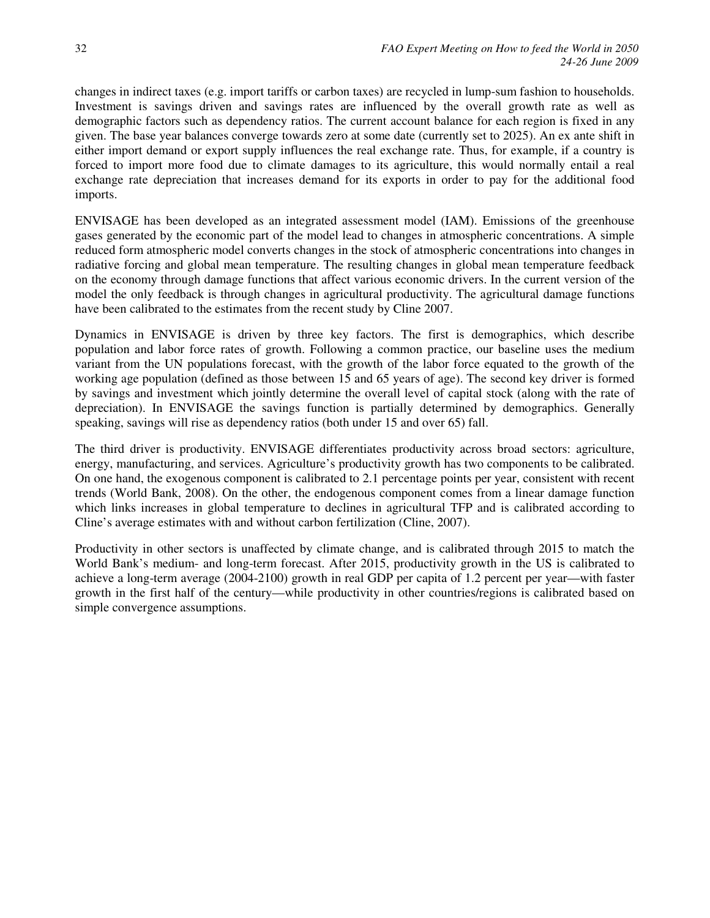changes in indirect taxes (e.g. import tariffs or carbon taxes) are recycled in lump-sum fashion to households. Investment is savings driven and savings rates are influenced by the overall growth rate as well as demographic factors such as dependency ratios. The current account balance for each region is fixed in any given. The base year balances converge towards zero at some date (currently set to 2025). An ex ante shift in either import demand or export supply influences the real exchange rate. Thus, for example, if a country is forced to import more food due to climate damages to its agriculture, this would normally entail a real exchange rate depreciation that increases demand for its exports in order to pay for the additional food imports.

ENVISAGE has been developed as an integrated assessment model (IAM). Emissions of the greenhouse gases generated by the economic part of the model lead to changes in atmospheric concentrations. A simple reduced form atmospheric model converts changes in the stock of atmospheric concentrations into changes in radiative forcing and global mean temperature. The resulting changes in global mean temperature feedback on the economy through damage functions that affect various economic drivers. In the current version of the model the only feedback is through changes in agricultural productivity. The agricultural damage functions have been calibrated to the estimates from the recent study by Cline 2007.

Dynamics in ENVISAGE is driven by three key factors. The first is demographics, which describe population and labor force rates of growth. Following a common practice, our baseline uses the medium variant from the UN populations forecast, with the growth of the labor force equated to the growth of the working age population (defined as those between 15 and 65 years of age). The second key driver is formed by savings and investment which jointly determine the overall level of capital stock (along with the rate of depreciation). In ENVISAGE the savings function is partially determined by demographics. Generally speaking, savings will rise as dependency ratios (both under 15 and over 65) fall.

The third driver is productivity. ENVISAGE differentiates productivity across broad sectors: agriculture, energy, manufacturing, and services. Agriculture's productivity growth has two components to be calibrated. On one hand, the exogenous component is calibrated to 2.1 percentage points per year, consistent with recent trends (World Bank, 2008). On the other, the endogenous component comes from a linear damage function which links increases in global temperature to declines in agricultural TFP and is calibrated according to Cline's average estimates with and without carbon fertilization (Cline, 2007).

Productivity in other sectors is unaffected by climate change, and is calibrated through 2015 to match the World Bank's medium- and long-term forecast. After 2015, productivity growth in the US is calibrated to achieve a long-term average (2004-2100) growth in real GDP per capita of 1.2 percent per year—with faster growth in the first half of the century—while productivity in other countries/regions is calibrated based on simple convergence assumptions.